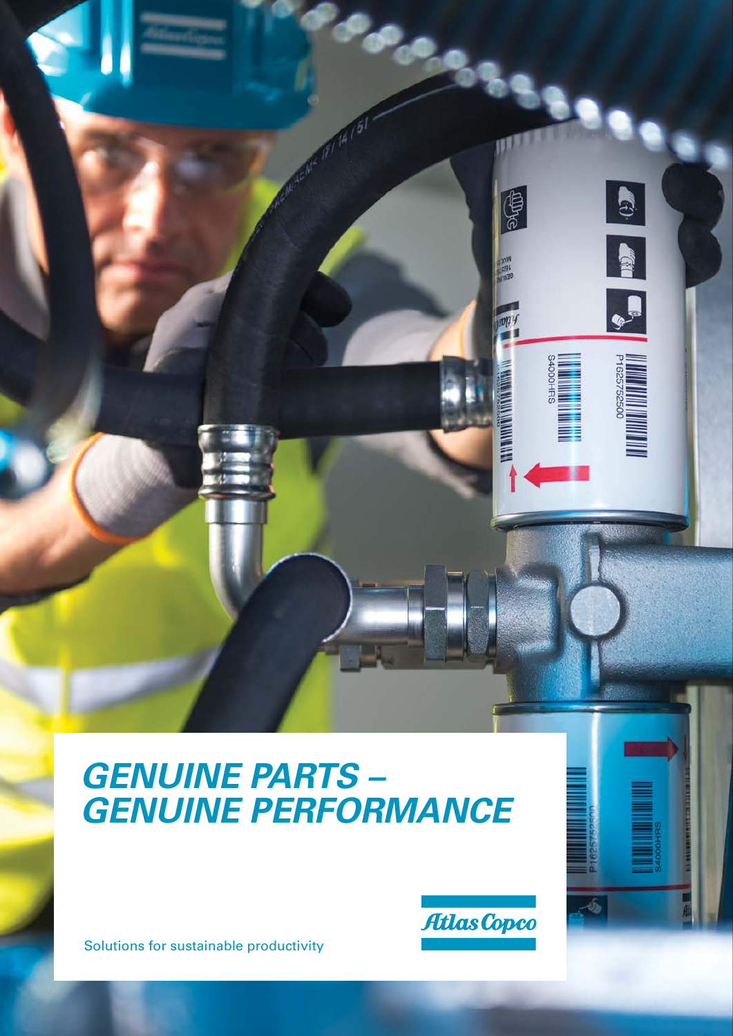# GENUINE PARTS – GENUINE PERFORMANCE

Solutions for sustainable productivity

Atlas Copco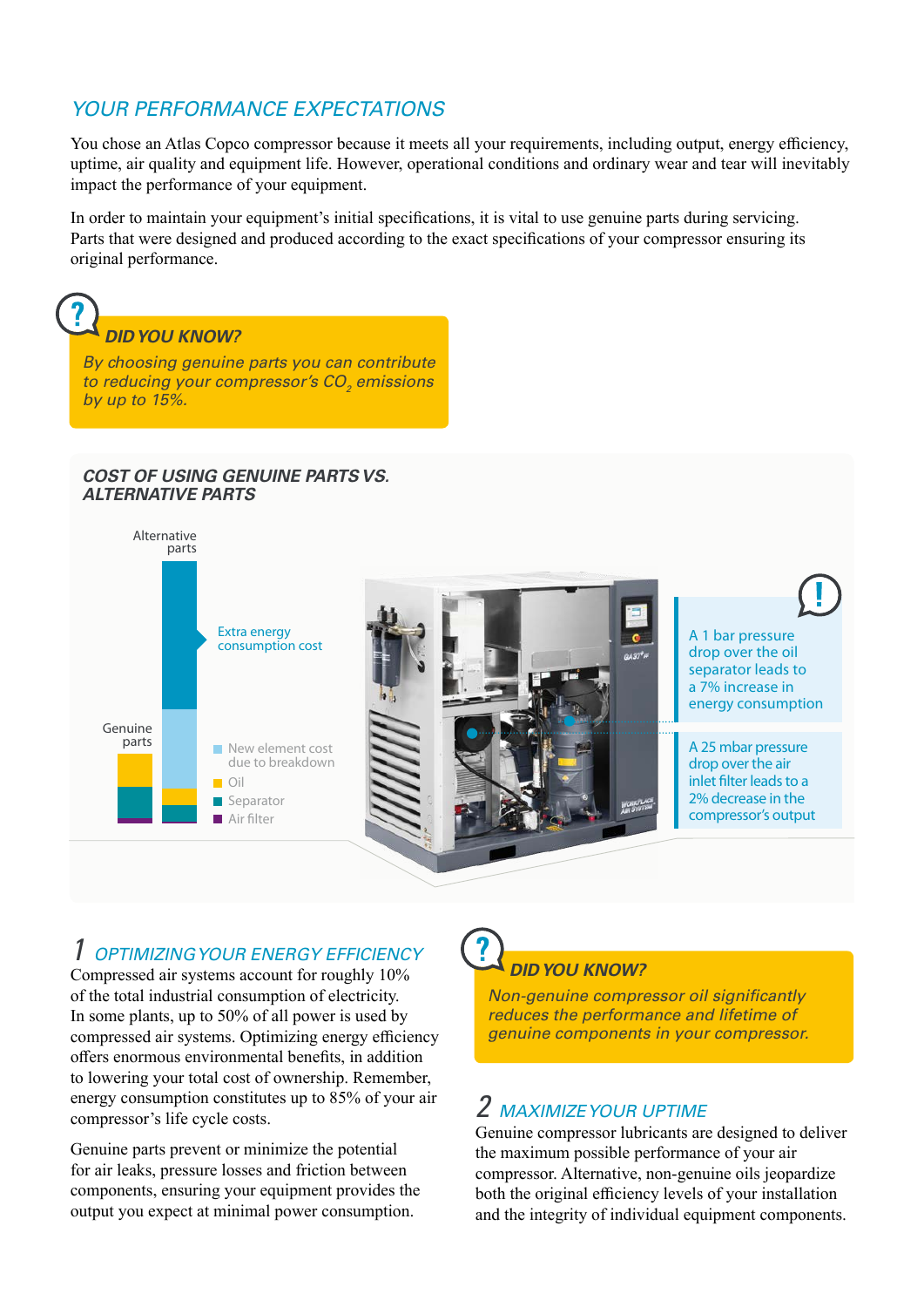## YOUR PERFORMANCE EXPECTATIONS

You chose an Atlas Copco compressor because it meets all your requirements, including output, energy efficiency, uptime, air quality and equipment life. However, operational conditions and ordinary wear and tear will inevitably impact the performance of your equipment.

In order to maintain your equipment's initial specifications, it is vital to use genuine parts during servicing. Parts that were designed and produced according to the exact specifications of your compressor ensuring its original performance.

> **DID YOU KNOW?**
>
> *By choosing genuine parts you can contribute to reducing your compressor's $CO_2$ emissions by up to 15%.*

### COST OF USING GENUINE PARTS VS. ALTERNATIVE PARTS

Alternative parts

Genuine parts

Extra energy consumption cost

- New element cost due to breakdown
- Oil
- Separator
- Air filter

A 1 bar pressure drop over the oil separator leads to a 7% increase in energy consumption

A 25 mbar pressure drop over the air inlet filter leads to a 2% decrease in the compressor's output

## 1 OPTIMIZING YOUR ENERGY EFFICIENCY

Compressed air systems account for roughly 10% of the total industrial consumption of electricity. In some plants, up to 50% of all power is used by compressed air systems. Optimizing energy efficiency offers enormous environmental benefits, in addition to lowering your total cost of ownership. Remember, energy consumption constitutes up to 85% of your air compressor's life cycle costs.

Genuine parts prevent or minimize the potential for air leaks, pressure losses and friction between components, ensuring your equipment provides the output you expect at minimal power consumption.

> **DID YOU KNOW?**
>
> *Non-genuine compressor oil significantly reduces the performance and lifetime of genuine components in your compressor.*

## 2 MAXIMIZE YOUR UPTIME

Genuine compressor lubricants are designed to deliver the maximum possible performance of your air compressor. Alternative, non-genuine oils jeopardize both the original efficiency levels of your installation and the integrity of individual equipment components.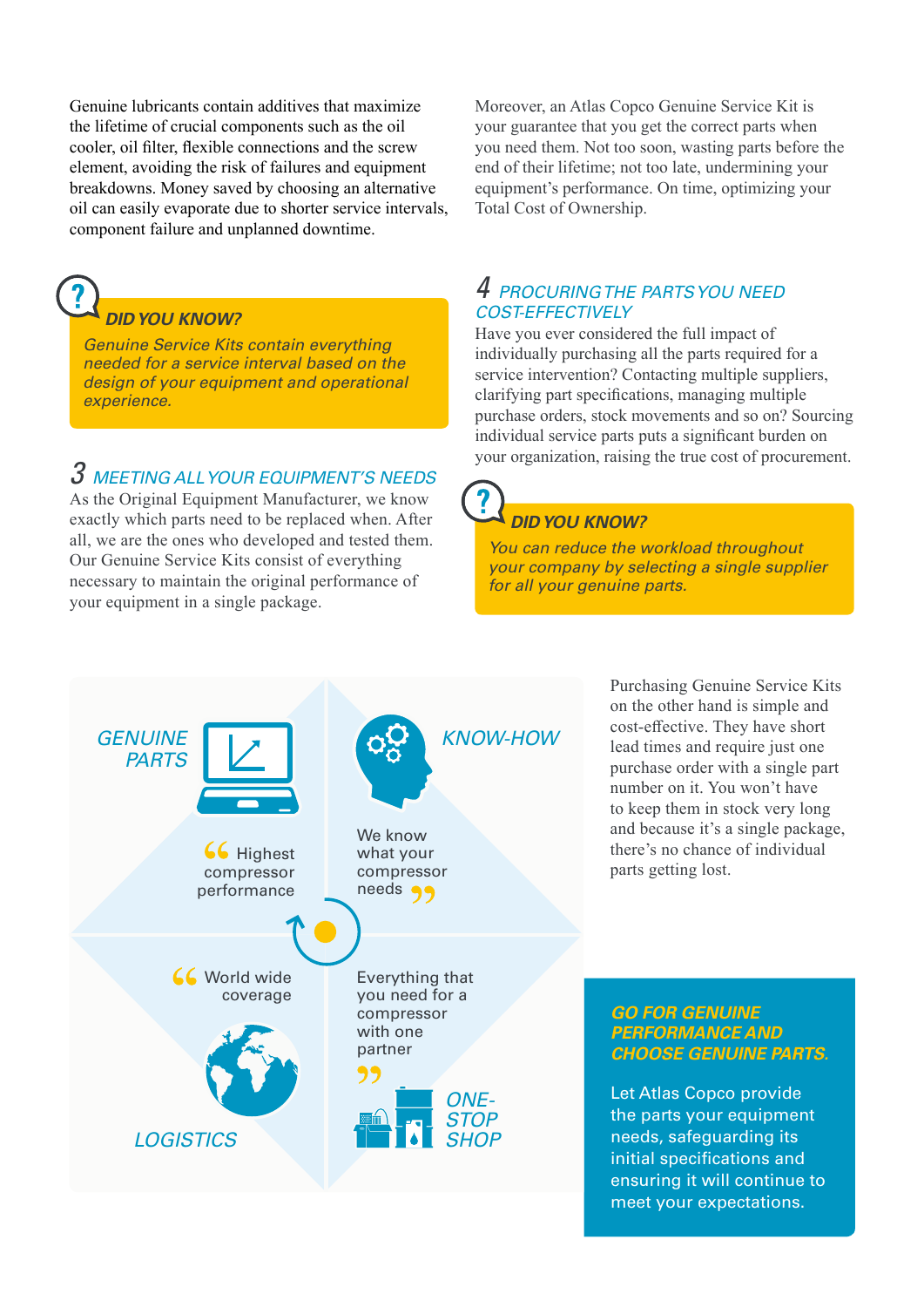Genuine lubricants contain additives that maximize the lifetime of crucial components such as the oil cooler, oil filter, flexible connections and the screw element, avoiding the risk of failures and equipment breakdowns. Money saved by choosing an alternative oil can easily evaporate due to shorter service intervals, component failure and unplanned downtime.

**DID YOU KNOW?**

*Genuine Service Kits contain everything needed for a service interval based on the design of your equipment and operational experience.*

## 3 MEETING ALL YOUR EQUIPMENT'S NEEDS

As the Original Equipment Manufacturer, we know exactly which parts need to be replaced when. After all, we are the ones who developed and tested them. Our Genuine Service Kits consist of everything necessary to maintain the original performance of your equipment in a single package.

Moreover, an Atlas Copco Genuine Service Kit is your guarantee that you get the correct parts when you need them. Not too soon, wasting parts before the end of their lifetime; not too late, undermining your equipment's performance. On time, optimizing your Total Cost of Ownership.

## 4 PROCURING THE PARTS YOU NEED COST-EFFECTIVELY

Have you ever considered the full impact of individually purchasing all the parts required for a service intervention? Contacting multiple suppliers, clarifying part specifications, managing multiple purchase orders, stock movements and so on? Sourcing individual service parts puts a significant burden on your organization, raising the true cost of procurement.

**DID YOU KNOW?**

*You can reduce the workload throughout your company by selecting a single supplier for all your genuine parts.*

*GENUINE PARTS*

"Highest compressor performance

*KNOW-HOW*

We know what your compressor needs"

*LOGISTICS*

"World wide coverage

*ONE-STOP SHOP*

Everything that you need for a compressor with one partner"

Purchasing Genuine Service Kits on the other hand is simple and cost-effective. They have short lead times and require just one purchase order with a single part number on it. You won't have to keep them in stock very long and because it's a single package, there's no chance of individual parts getting lost.

***GO FOR GENUINE PERFORMANCE AND CHOOSE GENUINE PARTS.***

Let Atlas Copco provide the parts your equipment needs, safeguarding its initial specifications and ensuring it will continue to meet your expectations.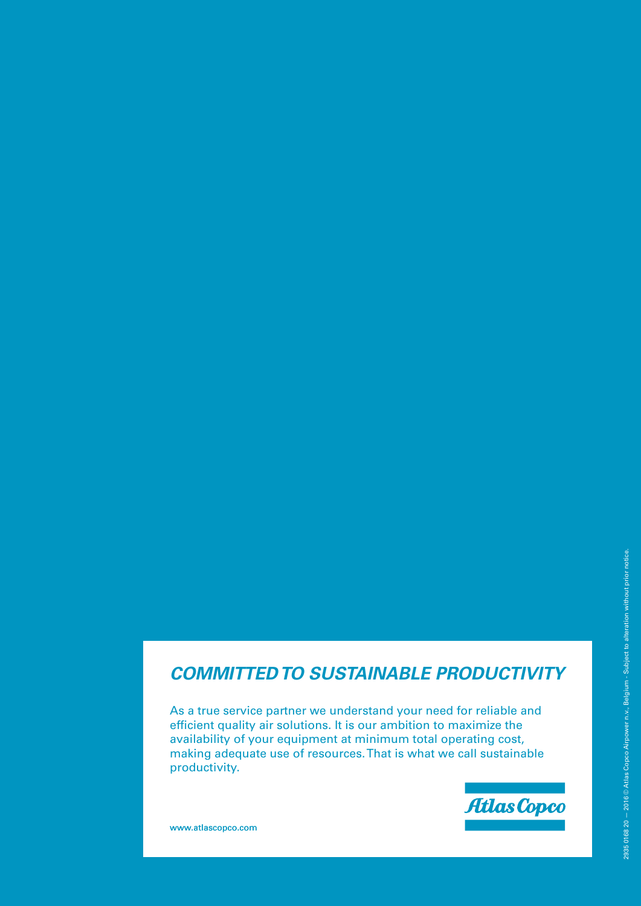## COMMITTED TO SUSTAINABLE PRODUCTIVITY

As a true service partner we understand your need for reliable and efficient quality air solutions. It is our ambition to maximize the availability of your equipment at minimum total operating cost, making adequate use of resources. That is what we call sustainable productivity.

Atlas Copco

www.atlascopco.com

2935 0168 20 — 2016 © Atlas Copco Airpower n.v., Belgium - Subject to alteration without prior notice.